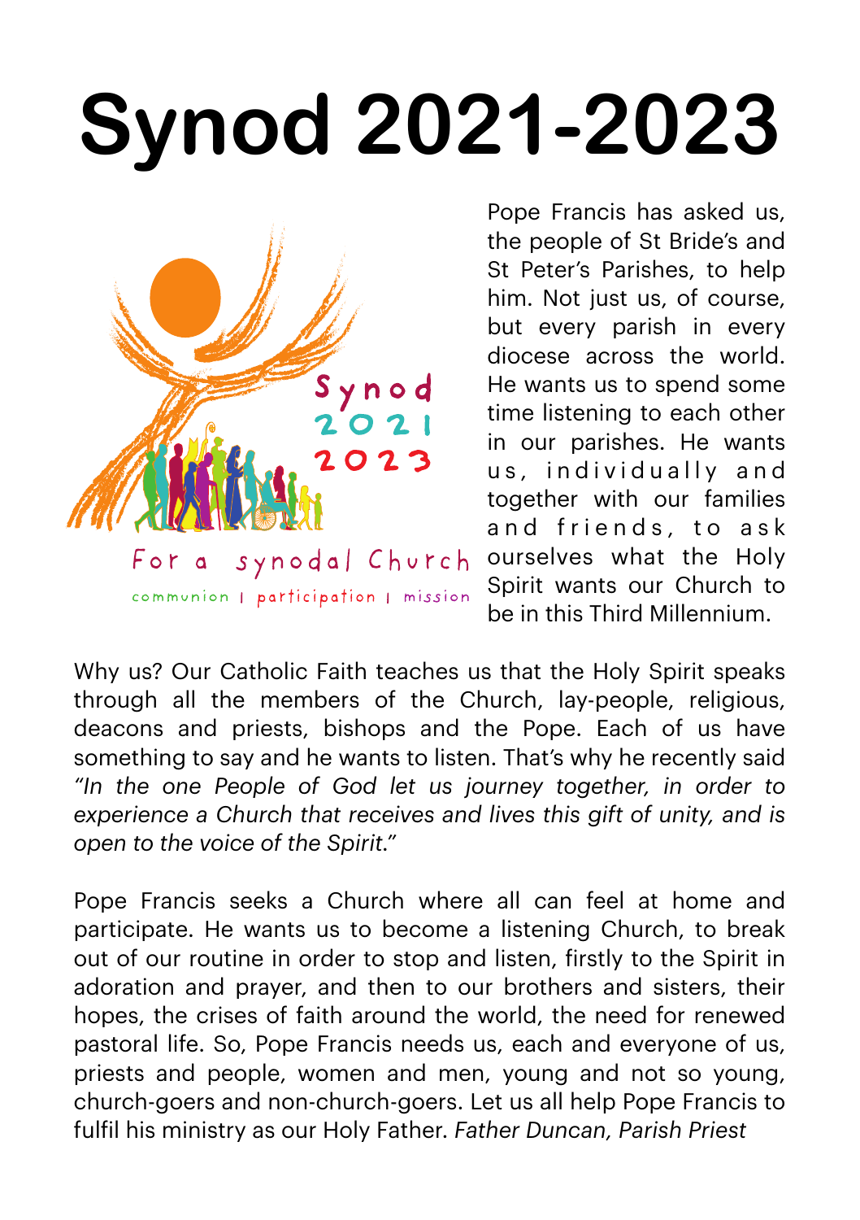# Synod 2021-2023

Synod 2021 2023

For a synodal Church

communion | participation | mission

Pope Francis has asked us, the people of St Bride's and St Peter's Parishes, to help him. Not just us, of course, but every parish in every diocese across the world. He wants us to spend some time listening to each other in our parishes. He wants us, individually and together with our families and friends, to ask ourselves what the Holy Spirit wants our Church to be in this Third Millennium.

Why us? Our Catholic Faith teaches us that the Holy Spirit speaks through all the members of the Church, lay-people, religious, deacons and priests, bishops and the Pope. Each of us have something to say and he wants to listen. That's why he recently said *"In the one People of God let us journey together, in order to experience a Church that receives and lives this gift of unity, and is open to the voice of the Spirit."*

Pope Francis seeks a Church where all can feel at home and participate. He wants us to become a listening Church, to break out of our routine in order to stop and listen, firstly to the Spirit in adoration and prayer, and then to our brothers and sisters, their hopes, the crises of faith around the world, the need for renewed pastoral life. So, Pope Francis needs us, each and everyone of us, priests and people, women and men, young and not so young, church-goers and non-church-goers. Let us all help Pope Francis to fulfil his ministry as our Holy Father. *Father Duncan, Parish Priest*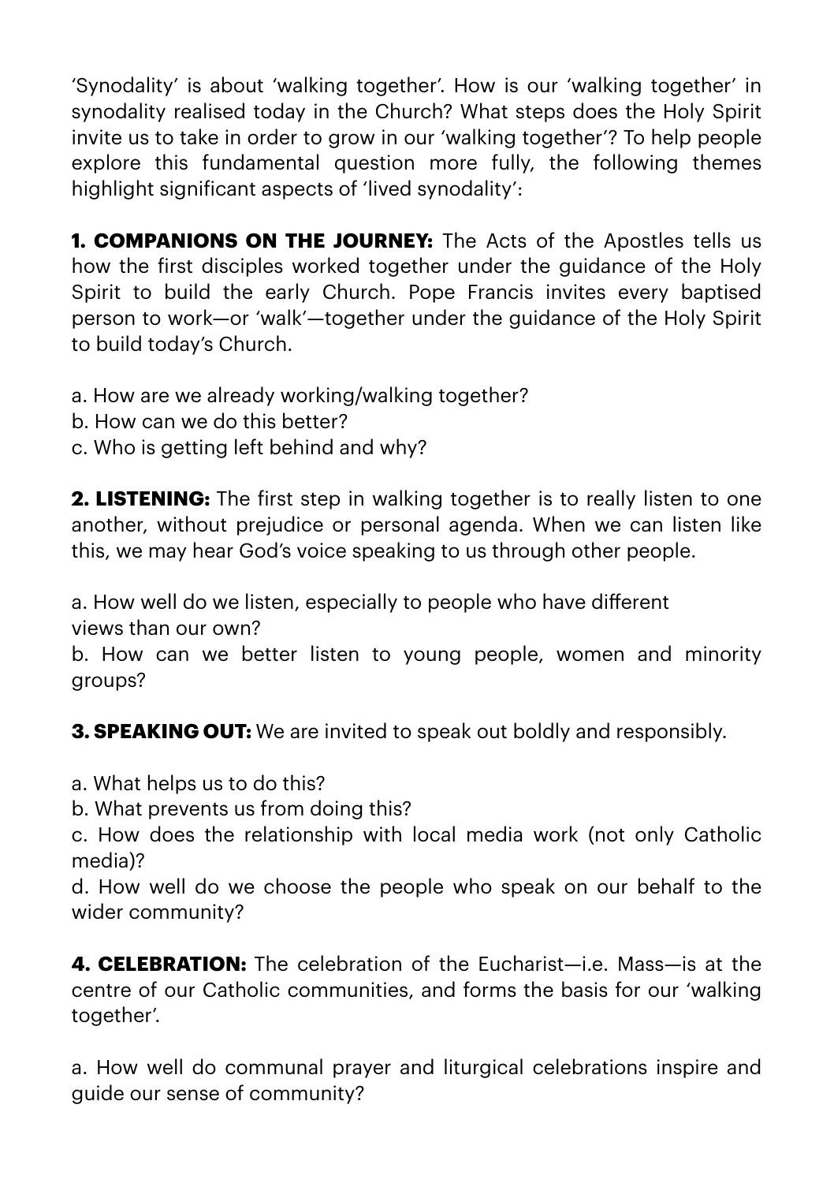'Synodality' is about 'walking together'. How is our 'walking together' in synodality realised today in the Church? What steps does the Holy Spirit invite us to take in order to grow in our 'walking together'? To help people explore this fundamental question more fully, the following themes highlight significant aspects of 'lived synodality':

**1. COMPANIONS ON THE JOURNEY:** The Acts of the Apostles tells us how the first disciples worked together under the guidance of the Holy Spirit to build the early Church. Pope Francis invites every baptised person to work—or 'walk'—together under the guidance of the Holy Spirit to build today's Church.

a. How are we already working/walking together?
b. How can we do this better?
c. Who is getting left behind and why?

**2. LISTENING:** The first step in walking together is to really listen to one another, without prejudice or personal agenda. When we can listen like this, we may hear God's voice speaking to us through other people.

a. How well do we listen, especially to people who have different views than our own?
b. How can we better listen to young people, women and minority groups?

**3. SPEAKING OUT:** We are invited to speak out boldly and responsibly.

a. What helps us to do this?
b. What prevents us from doing this?
c. How does the relationship with local media work (not only Catholic media)?
d. How well do we choose the people who speak on our behalf to the wider community?

**4. CELEBRATION:** The celebration of the Eucharist—i.e. Mass—is at the centre of our Catholic communities, and forms the basis for our 'walking together'.

a. How well do communal prayer and liturgical celebrations inspire and guide our sense of community?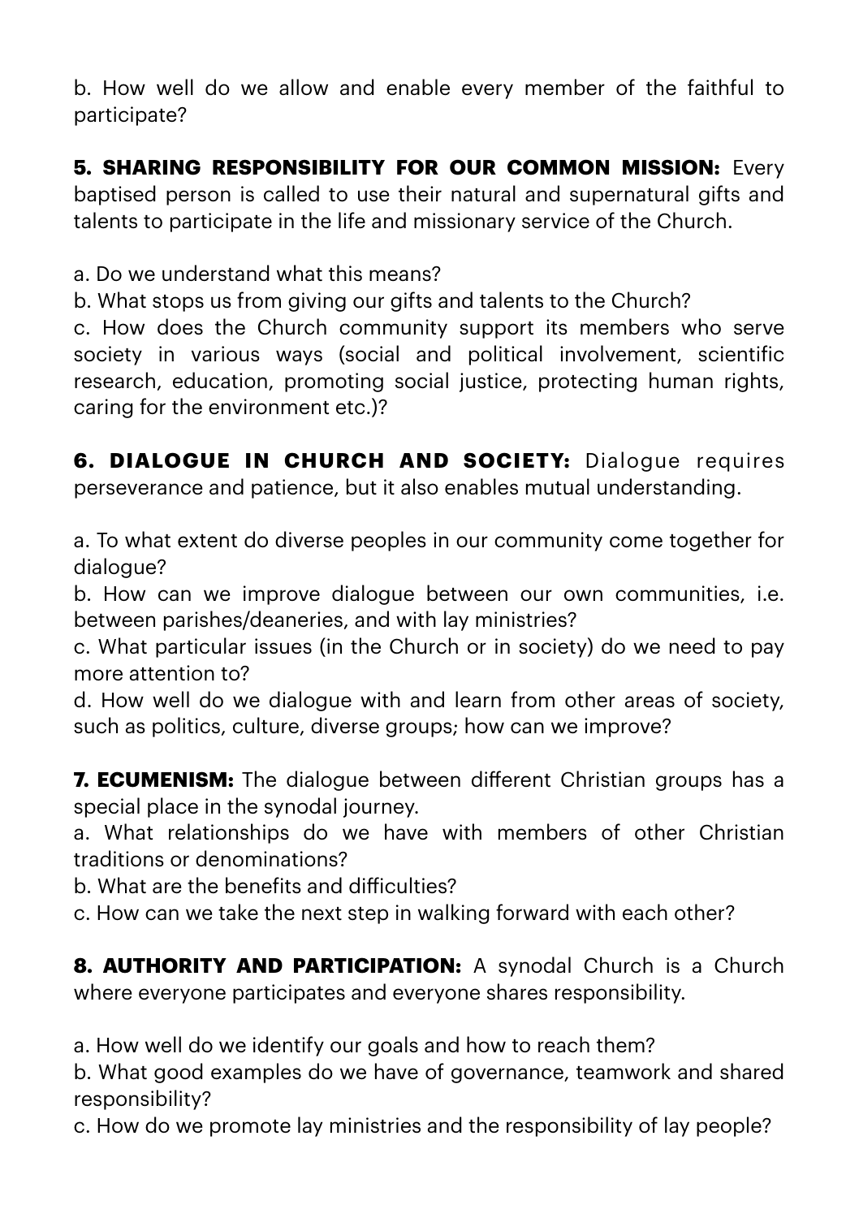b. How well do we allow and enable every member of the faithful to participate?

**5. SHARING RESPONSIBILITY FOR OUR COMMON MISSION:** Every baptised person is called to use their natural and supernatural gifts and talents to participate in the life and missionary service of the Church.

a. Do we understand what this means?
b. What stops us from giving our gifts and talents to the Church?
c. How does the Church community support its members who serve society in various ways (social and political involvement, scientific research, education, promoting social justice, protecting human rights, caring for the environment etc.)?

**6. DIALOGUE IN CHURCH AND SOCIETY:** Dialogue requires perseverance and patience, but it also enables mutual understanding.

a. To what extent do diverse peoples in our community come together for dialogue?
b. How can we improve dialogue between our own communities, i.e. between parishes/deaneries, and with lay ministries?
c. What particular issues (in the Church or in society) do we need to pay more attention to?
d. How well do we dialogue with and learn from other areas of society, such as politics, culture, diverse groups; how can we improve?

**7. ECUMENISM:** The dialogue between different Christian groups has a special place in the synodal journey.
a. What relationships do we have with members of other Christian traditions or denominations?
b. What are the benefits and difficulties?
c. How can we take the next step in walking forward with each other?

**8. AUTHORITY AND PARTICIPATION:** A synodal Church is a Church where everyone participates and everyone shares responsibility.

a. How well do we identify our goals and how to reach them?
b. What good examples do we have of governance, teamwork and shared responsibility?
c. How do we promote lay ministries and the responsibility of lay people?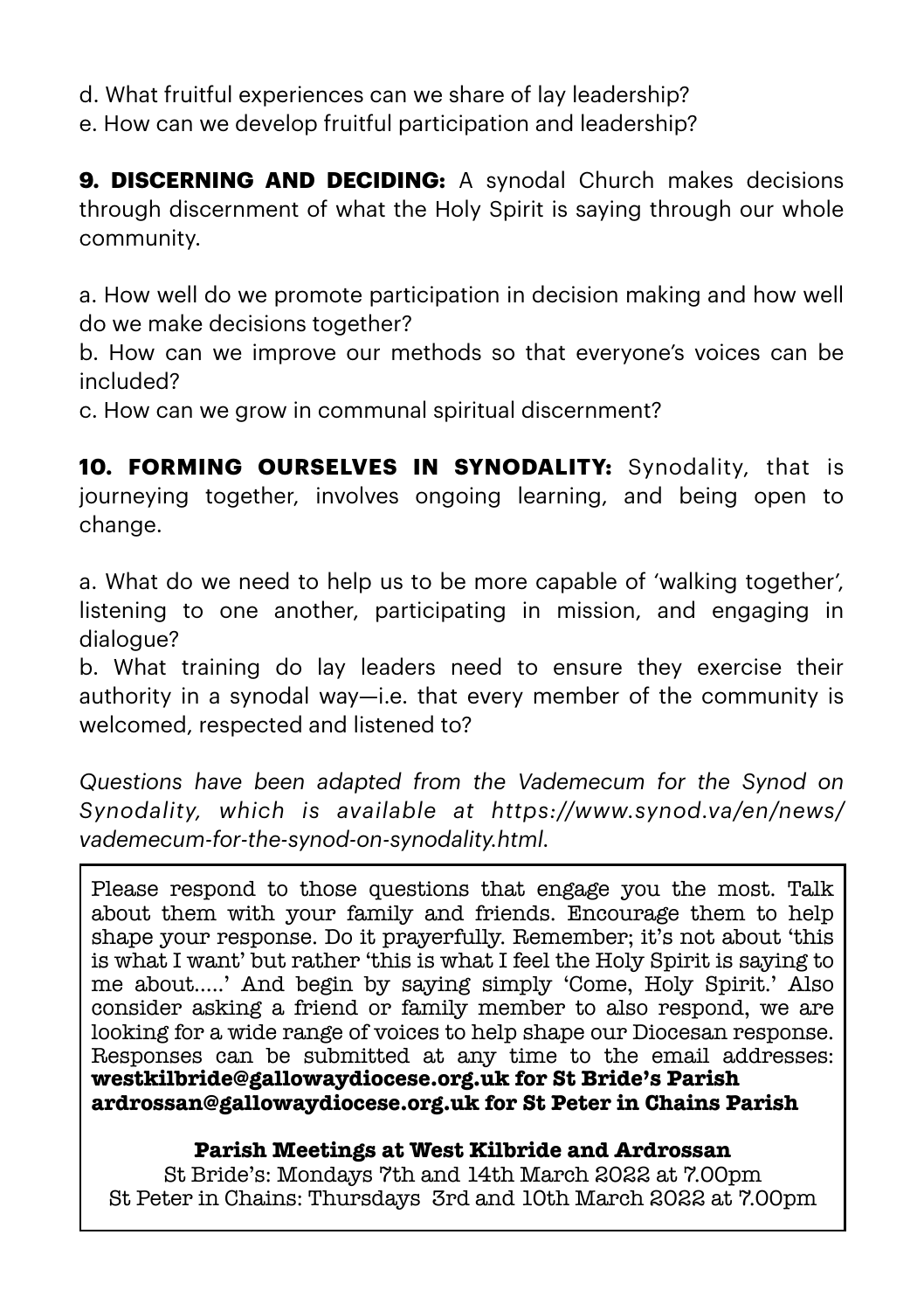d. What fruitful experiences can we share of lay leadership?
e. How can we develop fruitful participation and leadership?

**9. DISCERNING AND DECIDING:** A synodal Church makes decisions through discernment of what the Holy Spirit is saying through our whole community.

a. How well do we promote participation in decision making and how well do we make decisions together?
b. How can we improve our methods so that everyone's voices can be included?
c. How can we grow in communal spiritual discernment?

**10. FORMING OURSELVES IN SYNODALITY:** Synodality, that is journeying together, involves ongoing learning, and being open to change.

a. What do we need to help us to be more capable of 'walking together', listening to one another, participating in mission, and engaging in dialogue?
b. What training do lay leaders need to ensure they exercise their authority in a synodal way—i.e. that every member of the community is welcomed, respected and listened to?

*Questions have been adapted from the Vademecum for the Synod on Synodality, which is available at https://www.synod.va/en/news/vademecum-for-the-synod-on-synodality.html.*

Please respond to those questions that engage you the most. Talk about them with your family and friends. Encourage them to help shape your response. Do it prayerfully. Remember; it's not about 'this is what I want' but rather 'this is what I feel the Holy Spirit is saying to me about.....' And begin by saying simply 'Come, Holy Spirit.' Also consider asking a friend or family member to also respond, we are looking for a wide range of voices to help shape our Diocesan response. Responses can be submitted at any time to the email addresses:
**westkilbride@gallowaydiocese.org.uk for St Bride's Parish**
**ardrossan@gallowaydiocese.org.uk for St Peter in Chains Parish**

**Parish Meetings at West Kilbride and Ardrossan**

St Bride's: Mondays 7th and 14th March 2022 at 7.00pm
St Peter in Chains: Thursdays 3rd and 10th March 2022 at 7.00pm